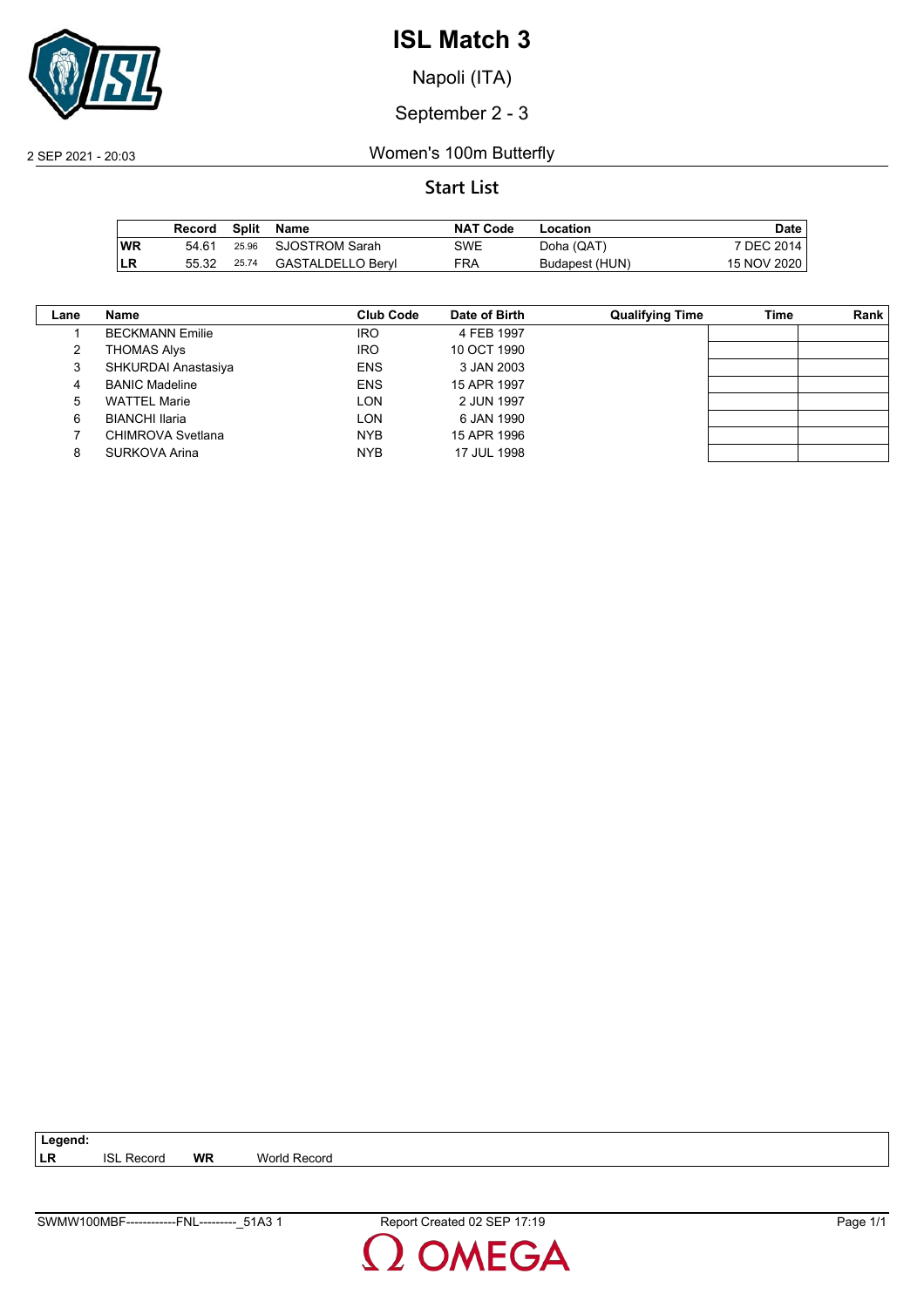# ISL Match 3

Napoli (ITA)

September 2 - 3

2 SEP 2021 - 20:03

Women's 100m Butterfly

## Start List

| | Record | Split | Name | NAT Code | Location | Date |
|---|---|---|---|---|---|---|
| WR | 54.61 | 25.96 | SJOSTROM Sarah | SWE | Doha (QAT) | 7 DEC 2014 |
| LR | 55.32 | 25.74 | GASTALDELLO Beryl | FRA | Budapest (HUN) | 15 NOV 2020 |

| Lane | Name | Club Code | Date of Birth | Qualifying Time | Time | Rank |
|---|---|---|---|---|---|---|
| 1 | BECKMANN Emilie | IRO | 4 FEB 1997 | | | |
| 2 | THOMAS Alys | IRO | 10 OCT 1990 | | | |
| 3 | SHKURDAI Anastasiya | ENS | 3 JAN 2003 | | | |
| 4 | BANIC Madeline | ENS | 15 APR 1997 | | | |
| 5 | WATTEL Marie | LON | 2 JUN 1997 | | | |
| 6 | BIANCHI Ilaria | LON | 6 JAN 1990 | | | |
| 7 | CHIMROVA Svetlana | NYB | 15 APR 1996 | | | |
| 8 | SURKOVA Arina | NYB | 17 JUL 1998 | | | |

**Legend:**
**LR** ISL Record **WR** World Record

SWMW100MBF------------FNL---------_51A3 1 Report Created 02 SEP 17:19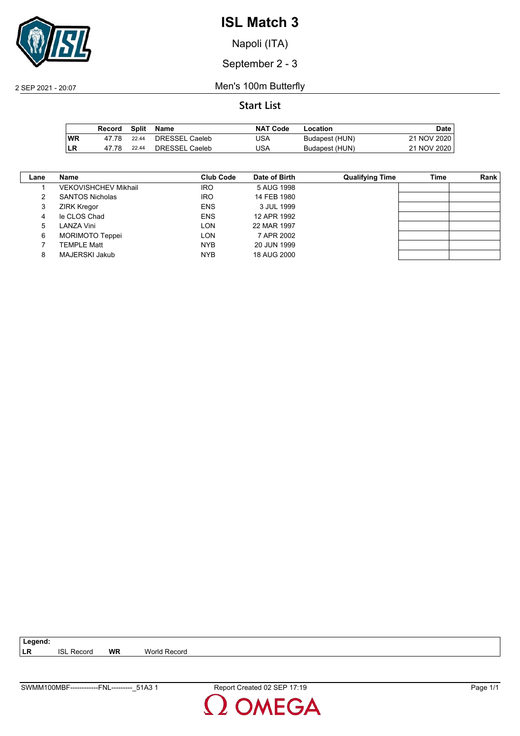# ISL Match 3

Napoli (ITA)

September 2 - 3

2 SEP 2021 - 20:07

Men's 100m Butterfly

## Start List

| | Record | Split | Name | NAT Code | Location | Date |
|---|---|---|---|---|---|---|
| WR | 47.78 | 22.44 | DRESSEL Caeleb | USA | Budapest (HUN) | 21 NOV 2020 |
| LR | 47.78 | 22.44 | DRESSEL Caeleb | USA | Budapest (HUN) | 21 NOV 2020 |

| Lane | Name | Club Code | Date of Birth | Qualifying Time | Time | Rank |
|---|---|---|---|---|---|---|
| 1 | VEKOVISHCHEV Mikhail | IRO | 5 AUG 1998 | | | |
| 2 | SANTOS Nicholas | IRO | 14 FEB 1980 | | | |
| 3 | ZIRK Kregor | ENS | 3 JUL 1999 | | | |
| 4 | le CLOS Chad | ENS | 12 APR 1992 | | | |
| 5 | LANZA Vini | LON | 22 MAR 1997 | | | |
| 6 | MORIMOTO Teppei | LON | 7 APR 2002 | | | |
| 7 | TEMPLE Matt | NYB | 20 JUN 1999 | | | |
| 8 | MAJERSKI Jakub | NYB | 18 AUG 2000 | | | |

**Legend:**

| | | | |
|---|---|---|---|
| LR | ISL Record | WR | World Record |

SWMM100MBF------------FNL---------_51A3 1 Report Created 02 SEP 17:19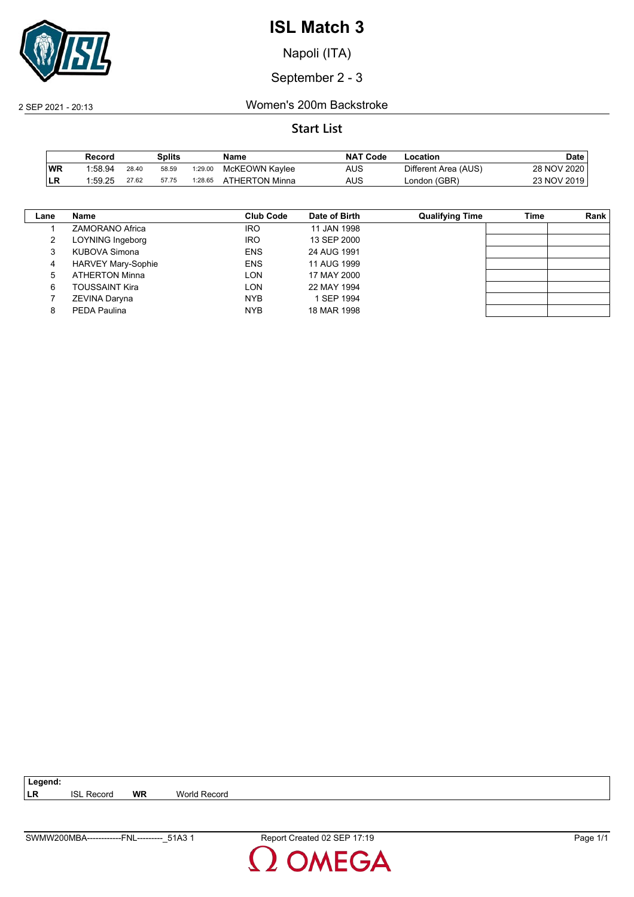# ISL Match 3

Napoli (ITA)

September 2 - 3

2 SEP 2021 - 20:13 Women's 200m Backstroke

## Start List

| | Record | | Splits | | Name | NAT Code | Location | Date |
|---|---|---|---|---|---|---|---|---|
| WR | 1:58.94 | 28.40 | 58.59 | 1:29.00 | McKEOWN Kaylee | AUS | Different Area (AUS) | 28 NOV 2020 |
| LR | 1:59.25 | 27.62 | 57.75 | 1:28.65 | ATHERTON Minna | AUS | London (GBR) | 23 NOV 2019 |

| Lane | Name | Club Code | Date of Birth | Qualifying Time | Time | Rank |
|---|---|---|---|---|---|---|
| 1 | ZAMORANO Africa | IRO | 11 JAN 1998 | | | |
| 2 | LOYNING Ingeborg | IRO | 13 SEP 2000 | | | |
| 3 | KUBOVA Simona | ENS | 24 AUG 1991 | | | |
| 4 | HARVEY Mary-Sophie | ENS | 11 AUG 1999 | | | |
| 5 | ATHERTON Minna | LON | 17 MAY 2000 | | | |
| 6 | TOUSSAINT Kira | LON | 22 MAY 1994 | | | |
| 7 | ZEVINA Daryna | NYB | 1 SEP 1994 | | | |
| 8 | PEDA Paulina | NYB | 18 MAR 1998 | | | |

**Legend:**

**LR** ISL Record **WR** World Record

SWMW200MBA------------FNL---------_51A3 1 Report Created 02 SEP 17:19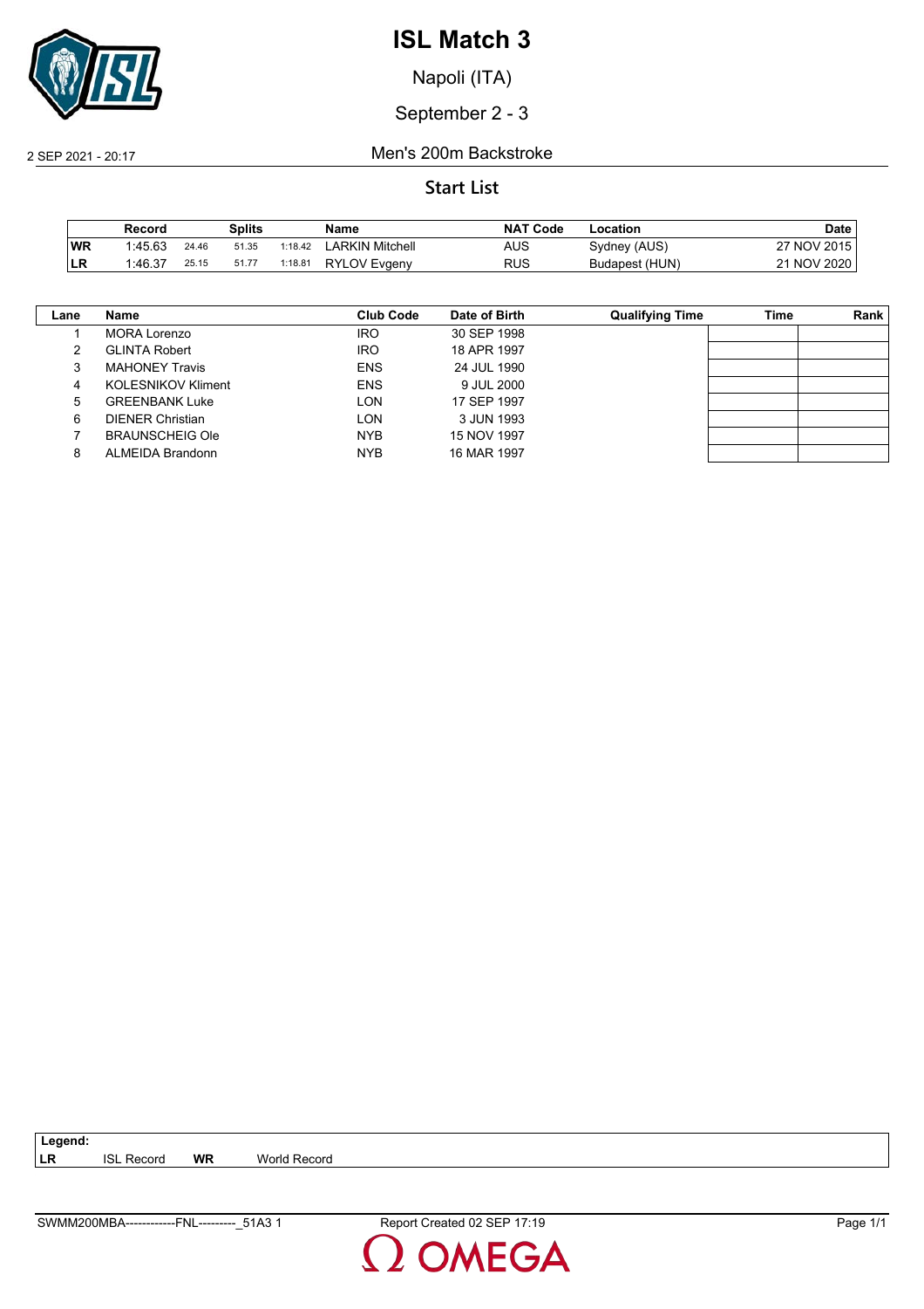# ISL Match 3

Napoli (ITA)

September 2 - 3

2 SEP 2021 - 20:17

Men's 200m Backstroke

## Start List

| | Record | Splits | | | Name | NAT Code | Location | Date |
|---|---|---|---|---|---|---|---|---|
| WR | 1:45.63 | 24.46 | 51.35 | 1:18.42 | LARKIN Mitchell | AUS | Sydney (AUS) | 27 NOV 2015 |
| LR | 1:46.37 | 25.15 | 51.77 | 1:18.81 | RYLOV Evgeny | RUS | Budapest (HUN) | 21 NOV 2020 |

| Lane | Name | Club Code | Date of Birth | Qualifying Time | Time | Rank |
|---|---|---|---|---|---|---|
| 1 | MORA Lorenzo | IRO | 30 SEP 1998 | | | |
| 2 | GLINTA Robert | IRO | 18 APR 1997 | | | |
| 3 | MAHONEY Travis | ENS | 24 JUL 1990 | | | |
| 4 | KOLESNIKOV Kliment | ENS | 9 JUL 2000 | | | |
| 5 | GREENBANK Luke | LON | 17 SEP 1997 | | | |
| 6 | DIENER Christian | LON | 3 JUN 1993 | | | |
| 7 | BRAUNSCHEIG Ole | NYB | 15 NOV 1997 | | | |
| 8 | ALMEIDA Brandonn | NYB | 16 MAR 1997 | | | |

**Legend:**
**LR** ISL Record **WR** World Record

SWMM200MBA------------FNL---------_51A3 1 Report Created 02 SEP 17:19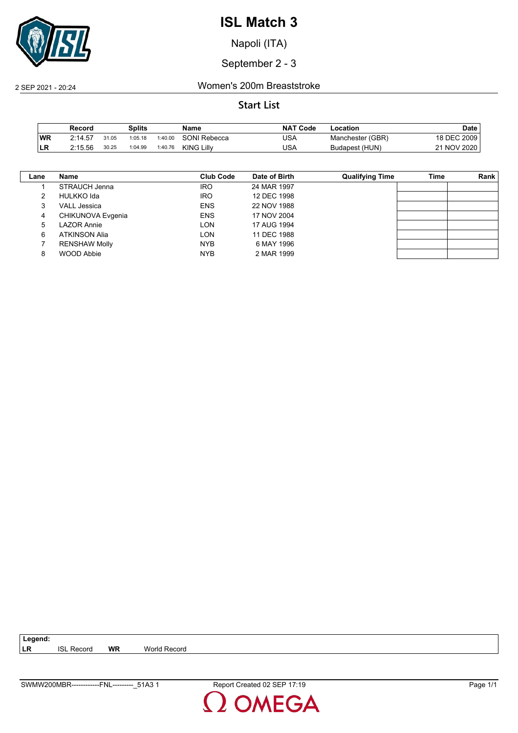# ISL Match 3

Napoli (ITA)

September 2 - 3

2 SEP 2021 - 20:24

Women's 200m Breaststroke

## Start List

| | Record | Splits | | | Name | NAT Code | Location | Date |
|---|---|---|---|---|---|---|---|---|
| WR | 2:14.57 | 31.05 | 1:05.18 | 1:40.00 | SONI Rebecca | USA | Manchester (GBR) | 18 DEC 2009 |
| LR | 2:15.56 | 30.25 | 1:04.99 | 1:40.76 | KING Lilly | USA | Budapest (HUN) | 21 NOV 2020 |

| Lane | Name | Club Code | Date of Birth | Qualifying Time | Time | Rank |
|---|---|---|---|---|---|---|
| 1 | STRAUCH Jenna | IRO | 24 MAR 1997 | | | |
| 2 | HULKKO Ida | IRO | 12 DEC 1998 | | | |
| 3 | VALL Jessica | ENS | 22 NOV 1988 | | | |
| 4 | CHIKUNOVA Evgenia | ENS | 17 NOV 2004 | | | |
| 5 | LAZOR Annie | LON | 17 AUG 1994 | | | |
| 6 | ATKINSON Alia | LON | 11 DEC 1988 | | | |
| 7 | RENSHAW Molly | NYB | 6 MAY 1996 | | | |
| 8 | WOOD Abbie | NYB | 2 MAR 1999 | | | |

**Legend:**

| | | | |
|---|---|---|---|
| LR | ISL Record | WR | World Record |

SWMW200MBR------------FNL---------_51A3 1 Report Created 02 SEP 17:19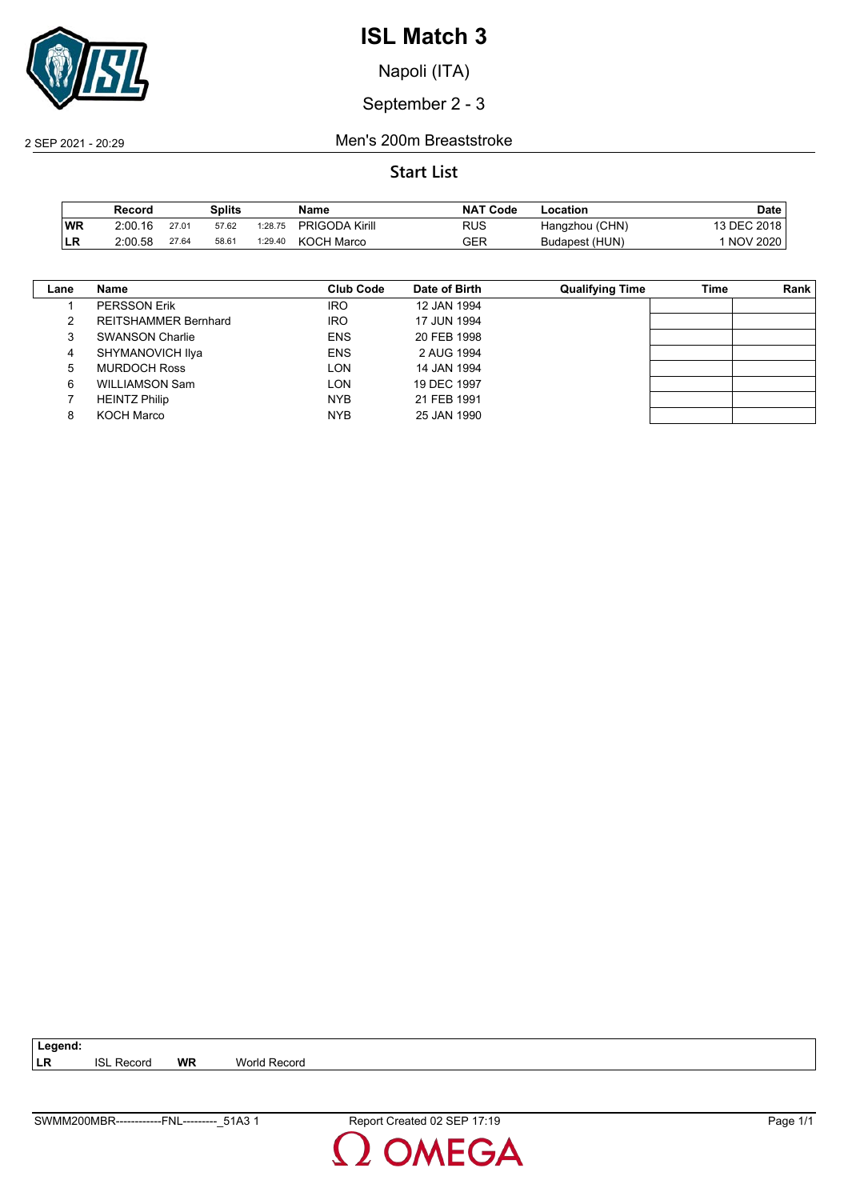# ISL Match 3

Napoli (ITA)

September 2 - 3

2 SEP 2021 - 20:29

Men's 200m Breaststroke

## Start List

| | Record | | Splits | | Name | NAT Code | Location | Date |
|---|---|---|---|---|---|---|---|---|
| WR | 2:00.16 | 27.01 | 57.62 | 1:28.75 | PRIGODA Kirill | RUS | Hangzhou (CHN) | 13 DEC 2018 |
| LR | 2:00.58 | 27.64 | 58.61 | 1:29.40 | KOCH Marco | GER | Budapest (HUN) | 1 NOV 2020 |

| Lane | Name | Club Code | Date of Birth | Qualifying Time | Time | Rank |
|---|---|---|---|---|---|---|
| 1 | PERSSON Erik | IRO | 12 JAN 1994 | | | |
| 2 | REITSHAMMER Bernhard | IRO | 17 JUN 1994 | | | |
| 3 | SWANSON Charlie | ENS | 20 FEB 1998 | | | |
| 4 | SHYMANOVICH Ilya | ENS | 2 AUG 1994 | | | |
| 5 | MURDOCH Ross | LON | 14 JAN 1994 | | | |
| 6 | WILLIAMSON Sam | LON | 19 DEC 1997 | | | |
| 7 | HEINTZ Philip | NYB | 21 FEB 1991 | | | |
| 8 | KOCH Marco | NYB | 25 JAN 1990 | | | |

**Legend:**
**LR** ISL Record **WR** World Record

SWMM200MBR------------FNL---------_51A3 1 Report Created 02 SEP 17:19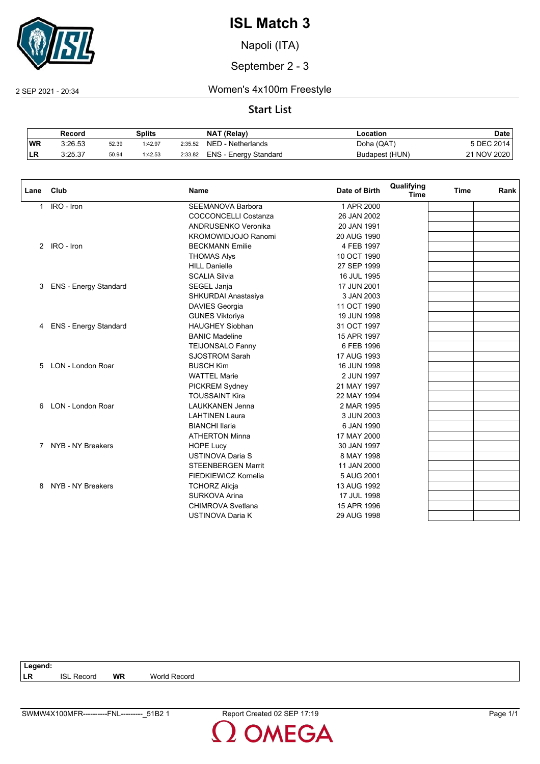# ISL Match 3

Napoli (ITA)

September 2 - 3

2 SEP 2021 - 20:34

## Women's 4x100m Freestyle

### Start List

| | Record | Splits | | | NAT (Relay) | Location | Date |
|---|---|---|---|---|---|---|---|
| **WR** | 3:26.53 | 52.39 | 1:42.97 | 2:35.52 | NED - Netherlands | Doha (QAT) | 5 DEC 2014 |
| **LR** | 3:25.37 | 50.94 | 1:42.53 | 2:33.82 | ENS - Energy Standard | Budapest (HUN) | 21 NOV 2020 |

| Lane | Club | Name | Date of Birth | Qualifying Time | Time | Rank |
|---|---|---|---|---|---|---|
| 1 | IRO - Iron | SEEMANOVA Barbora | 1 APR 2000 | | | |
| | | COCCONCELLI Costanza | 26 JAN 2002 | | | |
| | | ANDRUSENKO Veronika | 20 JAN 1991 | | | |
| | | KROMOWIDJOJO Ranomi | 20 AUG 1990 | | | |
| 2 | IRO - Iron | BECKMANN Emilie | 4 FEB 1997 | | | |
| | | THOMAS Alys | 10 OCT 1990 | | | |
| | | HILL Danielle | 27 SEP 1999 | | | |
| | | SCALIA Silvia | 16 JUL 1995 | | | |
| 3 | ENS - Energy Standard | SEGEL Janja | 17 JUN 2001 | | | |
| | | SHKURDAI Anastasiya | 3 JAN 2003 | | | |
| | | DAVIES Georgia | 11 OCT 1990 | | | |
| | | GUNES Viktoriya | 19 JUN 1998 | | | |
| 4 | ENS - Energy Standard | HAUGHEY Siobhan | 31 OCT 1997 | | | |
| | | BANIC Madeline | 15 APR 1997 | | | |
| | | TEIJONSALO Fanny | 6 FEB 1996 | | | |
| | | SJOSTROM Sarah | 17 AUG 1993 | | | |
| 5 | LON - London Roar | BUSCH Kim | 16 JUN 1998 | | | |
| | | WATTEL Marie | 2 JUN 1997 | | | |
| | | PICKREM Sydney | 21 MAY 1997 | | | |
| | | TOUSSAINT Kira | 22 MAY 1994 | | | |
| 6 | LON - London Roar | LAUKKANEN Jenna | 2 MAR 1995 | | | |
| | | LAHTINEN Laura | 3 JUN 2003 | | | |
| | | BIANCHI Ilaria | 6 JAN 1990 | | | |
| | | ATHERTON Minna | 17 MAY 2000 | | | |
| 7 | NYB - NY Breakers | HOPE Lucy | 30 JAN 1997 | | | |
| | | USTINOVA Daria S | 8 MAY 1998 | | | |
| | | STEENBERGEN Marrit | 11 JAN 2000 | | | |
| | | FIEDKIEWICZ Kornelia | 5 AUG 2001 | | | |
| 8 | NYB - NY Breakers | TCHORZ Alicja | 13 AUG 1992 | | | |
| | | SURKOVA Arina | 17 JUL 1998 | | | |
| | | CHIMROVA Svetlana | 15 APR 1996 | | | |
| | | USTINOVA Daria K | 29 AUG 1998 | | | |

**Legend:**

| | | | |
|---|---|---|---|
| **LR** | ISL Record | **WR** | World Record |

SWMW4X100MFR----------FNL---------_51B2 1 Report Created 02 SEP 17:19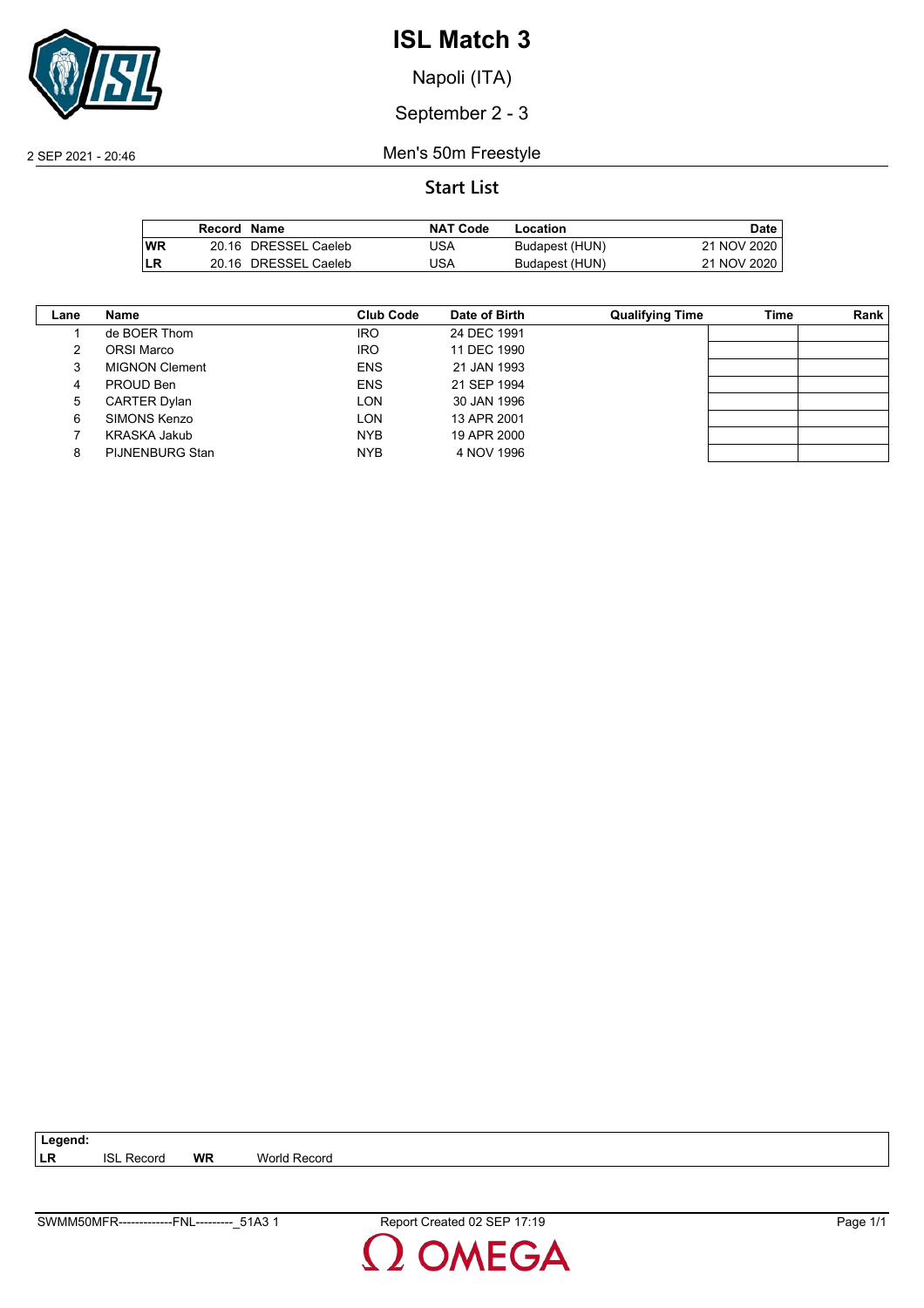# ISL Match 3

Napoli (ITA)

September 2 - 3

2 SEP 2021 - 20:46

Men's 50m Freestyle

## Start List

| | Record | Name | NAT Code | Location | Date |
|---|---|---|---|---|---|
| **WR** | 20.16 | DRESSEL Caeleb | USA | Budapest (HUN) | 21 NOV 2020 |
| **LR** | 20.16 | DRESSEL Caeleb | USA | Budapest (HUN) | 21 NOV 2020 |

| Lane | Name | Club Code | Date of Birth | Qualifying Time | Time | Rank |
|---|---|---|---|---|---|---|
| 1 | de BOER Thom | IRO | 24 DEC 1991 | | | |
| 2 | ORSI Marco | IRO | 11 DEC 1990 | | | |
| 3 | MIGNON Clement | ENS | 21 JAN 1993 | | | |
| 4 | PROUD Ben | ENS | 21 SEP 1994 | | | |
| 5 | CARTER Dylan | LON | 30 JAN 1996 | | | |
| 6 | SIMONS Kenzo | LON | 13 APR 2001 | | | |
| 7 | KRASKA Jakub | NYB | 19 APR 2000 | | | |
| 8 | PIJNENBURG Stan | NYB | 4 NOV 1996 | | | |

**Legend:**
**LR** ISL Record **WR** World Record

SWMM50MFR-------------FNL---------_51A3 1 Report Created 02 SEP 17:19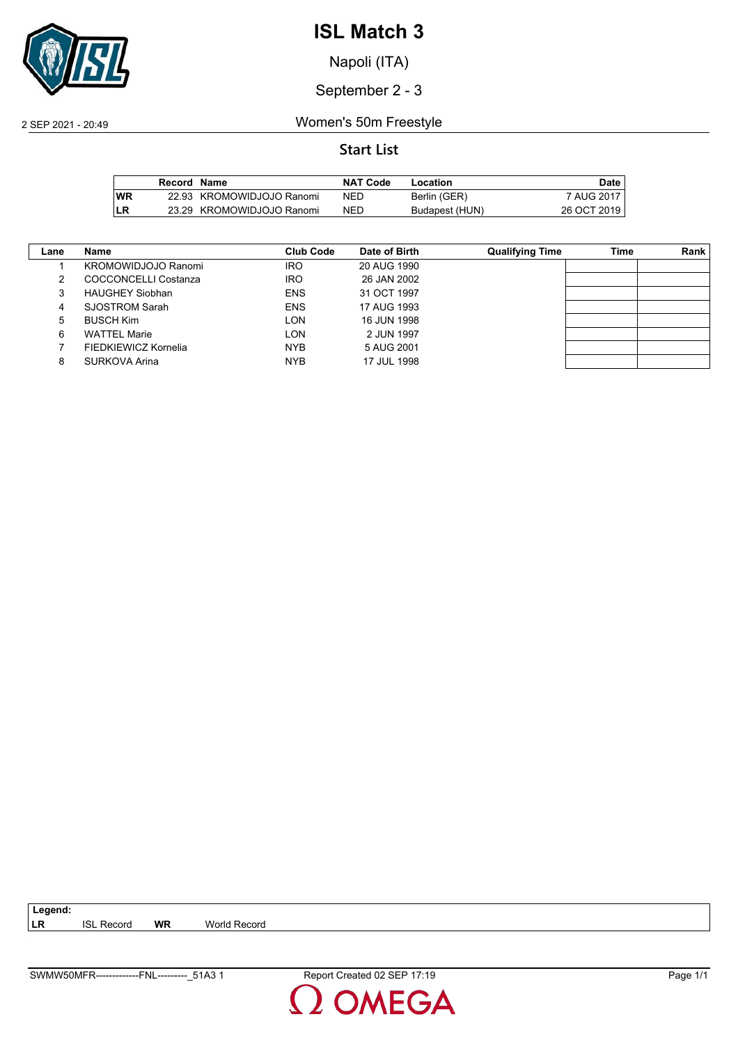# ISL Match 3

Napoli (ITA)

September 2 - 3

2 SEP 2021 - 20:49

## Women's 50m Freestyle

### Start List

| | Record | Name | NAT Code | Location | Date |
|---|---|---|---|---|---|
| WR | 22.93 | KROMOWIDJOJO Ranomi | NED | Berlin (GER) | 7 AUG 2017 |
| LR | 23.29 | KROMOWIDJOJO Ranomi | NED | Budapest (HUN) | 26 OCT 2019 |

| Lane | Name | Club Code | Date of Birth | Qualifying Time | Time | Rank |
|---|---|---|---|---|---|---|
| 1 | KROMOWIDJOJO Ranomi | IRO | 20 AUG 1990 | | | |
| 2 | COCCONCELLI Costanza | IRO | 26 JAN 2002 | | | |
| 3 | HAUGHEY Siobhan | ENS | 31 OCT 1997 | | | |
| 4 | SJOSTROM Sarah | ENS | 17 AUG 1993 | | | |
| 5 | BUSCH Kim | LON | 16 JUN 1998 | | | |
| 6 | WATTEL Marie | LON | 2 JUN 1997 | | | |
| 7 | FIEDKIEWICZ Kornelia | NYB | 5 AUG 2001 | | | |
| 8 | SURKOVA Arina | NYB | 17 JUL 1998 | | | |

**Legend:**

| | | | |
|---|---|---|---|
| **LR** | ISL Record | **WR** | World Record |

SWMW50MFR-------------FNL---------_51A3 1    Report Created 02 SEP 17:19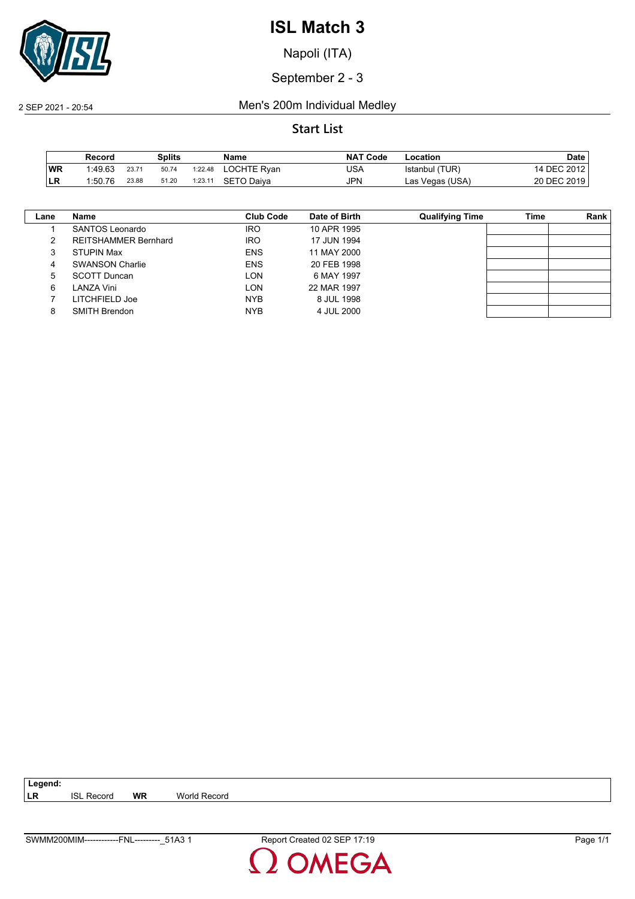# ISL Match 3

Napoli (ITA)

September 2 - 3

2 SEP 2021 - 20:54

## Men's 200m Individual Medley

### Start List

| | Record | | | | Name | NAT Code | Location | Date |
|---|---|---|---|---|---|---|---|---|
| WR | 1:49.63 | 23.71 | 50.74 | 1:22.48 | LOCHTE Ryan | USA | Istanbul (TUR) | 14 DEC 2012 |
| LR | 1:50.76 | 23.88 | 51.20 | 1:23.11 | SETO Daiya | JPN | Las Vegas (USA) | 20 DEC 2019 |

Splits: columns 3–5 above.

| Lane | Name | Club Code | Date of Birth | Qualifying Time | Time | Rank |
|---|---|---|---|---|---|---|
| 1 | SANTOS Leonardo | IRO | 10 APR 1995 | | | |
| 2 | REITSHAMMER Bernhard | IRO | 17 JUN 1994 | | | |
| 3 | STUPIN Max | ENS | 11 MAY 2000 | | | |
| 4 | SWANSON Charlie | ENS | 20 FEB 1998 | | | |
| 5 | SCOTT Duncan | LON | 6 MAY 1997 | | | |
| 6 | LANZA Vini | LON | 22 MAR 1997 | | | |
| 7 | LITCHFIELD Joe | NYB | 8 JUL 1998 | | | |
| 8 | SMITH Brendon | NYB | 4 JUL 2000 | | | |

**Legend:**
**LR** ISL Record **WR** World Record

SWMM200MIM------------FNL---------_51A3 1 Report Created 02 SEP 17:19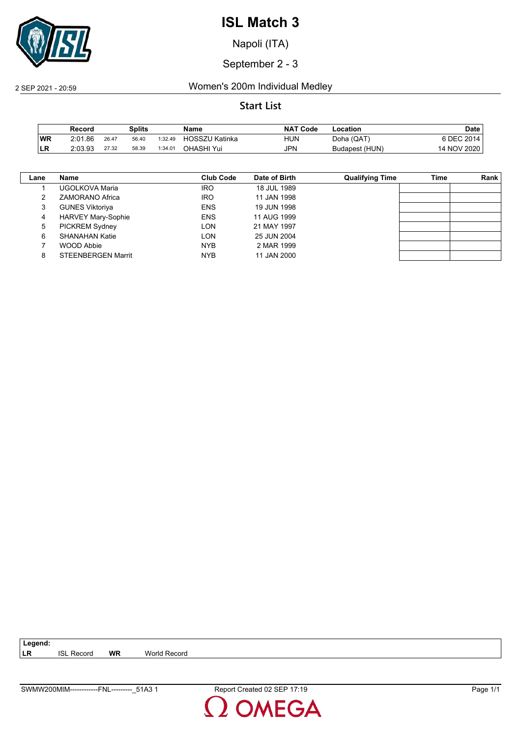# ISL Match 3

Napoli (ITA)

September 2 - 3

2 SEP 2021 - 20:59

Women's 200m Individual Medley

**Start List**

| | Record | Splits | | | Name | NAT Code | Location | Date |
|---|---|---|---|---|---|---|---|---|
| **WR** | 2:01.86 | 26.47 | 56.40 | 1:32.49 | HOSSZU Katinka | HUN | Doha (QAT) | 6 DEC 2014 |
| **LR** | 2:03.93 | 27.32 | 58.39 | 1:34.01 | OHASHI Yui | JPN | Budapest (HUN) | 14 NOV 2020 |

| Lane | Name | Club Code | Date of Birth | Qualifying Time | Time | Rank |
|---|---|---|---|---|---|---|
| 1 | UGOLKOVA Maria | IRO | 18 JUL 1989 | | | |
| 2 | ZAMORANO Africa | IRO | 11 JAN 1998 | | | |
| 3 | GUNES Viktoriya | ENS | 19 JUN 1998 | | | |
| 4 | HARVEY Mary-Sophie | ENS | 11 AUG 1999 | | | |
| 5 | PICKREM Sydney | LON | 21 MAY 1997 | | | |
| 6 | SHANAHAN Katie | LON | 25 JUN 2004 | | | |
| 7 | WOOD Abbie | NYB | 2 MAR 1999 | | | |
| 8 | STEENBERGEN Marrit | NYB | 11 JAN 2000 | | | |

**Legend:**
**LR** ISL Record **WR** World Record

SWMW200MIM------------FNL---------_51A3 1 Report Created 02 SEP 17:19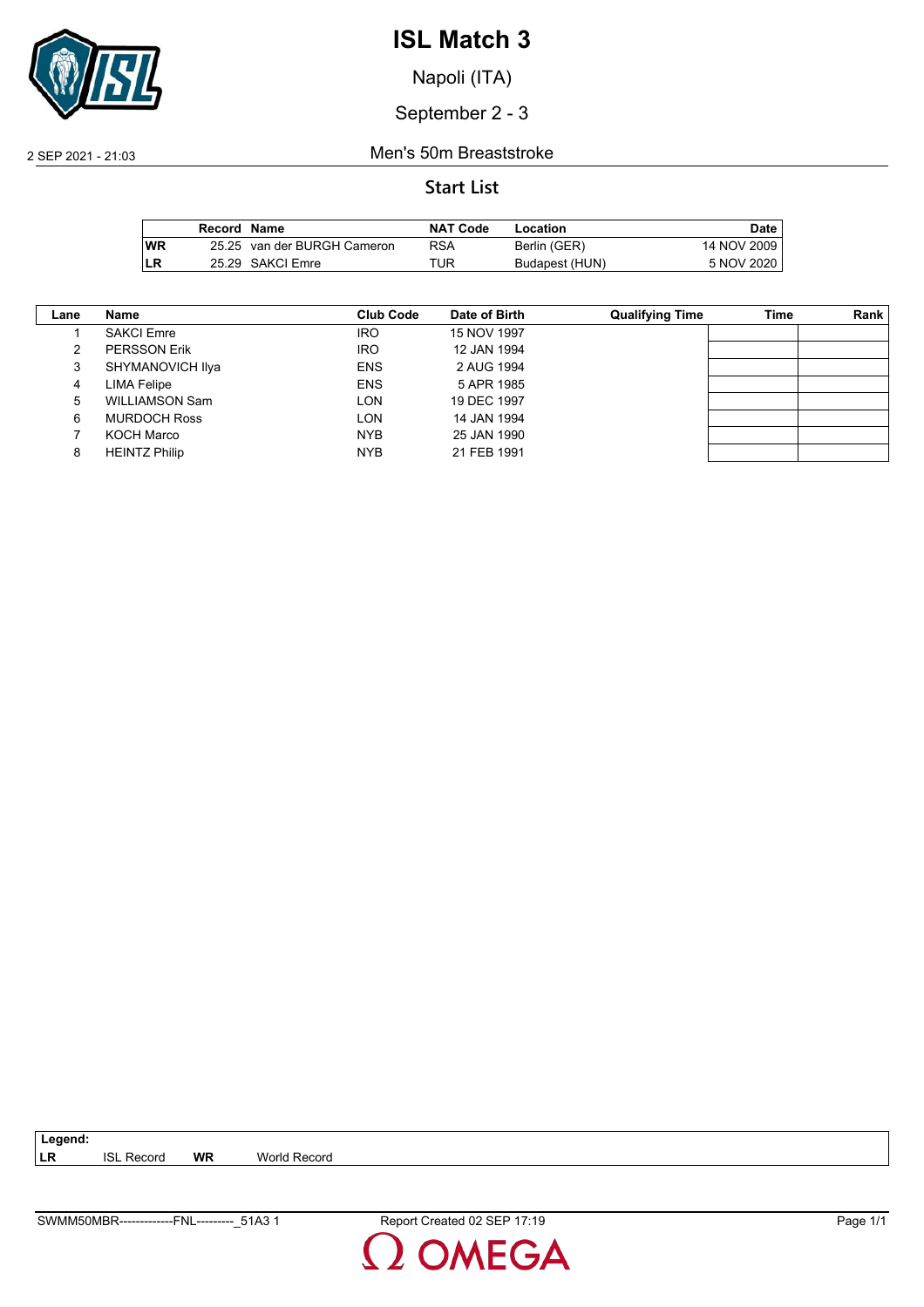# ISL Match 3

Napoli (ITA)

September 2 - 3

2 SEP 2021 - 21:03

Men's 50m Breaststroke

## Start List

| | Record | Name | NAT Code | Location | Date |
|---|---|---|---|---|---|
| WR | 25.25 | van der BURGH Cameron | RSA | Berlin (GER) | 14 NOV 2009 |
| LR | 25.29 | SAKCI Emre | TUR | Budapest (HUN) | 5 NOV 2020 |

| Lane | Name | Club Code | Date of Birth | Qualifying Time | Time | Rank |
|---|---|---|---|---|---|---|
| 1 | SAKCI Emre | IRO | 15 NOV 1997 | | | |
| 2 | PERSSON Erik | IRO | 12 JAN 1994 | | | |
| 3 | SHYMANOVICH Ilya | ENS | 2 AUG 1994 | | | |
| 4 | LIMA Felipe | ENS | 5 APR 1985 | | | |
| 5 | WILLIAMSON Sam | LON | 19 DEC 1997 | | | |
| 6 | MURDOCH Ross | LON | 14 JAN 1994 | | | |
| 7 | KOCH Marco | NYB | 25 JAN 1990 | | | |
| 8 | HEINTZ Philip | NYB | 21 FEB 1991 | | | |

**Legend:**
**LR** ISL Record **WR** World Record

SWMM50MBR--------------FNL---------_51A3 1 Report Created 02 SEP 17:19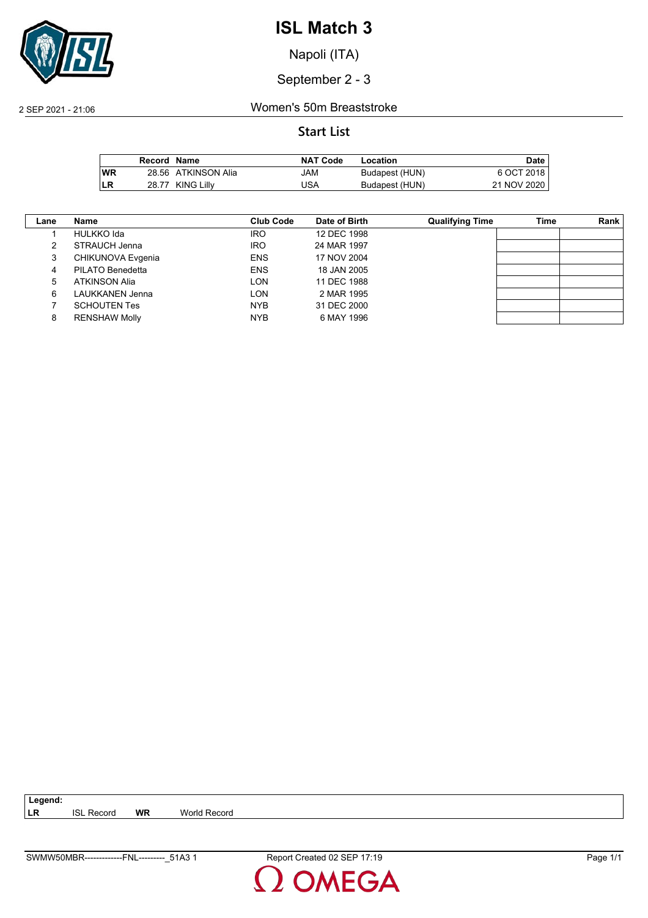# ISL Match 3

Napoli (ITA)

September 2 - 3

2 SEP 2021 - 21:06

## Women's 50m Breaststroke

### Start List

| | Record | Name | NAT Code | Location | Date |
|---|---|---|---|---|---|
| WR | 28.56 | ATKINSON Alia | JAM | Budapest (HUN) | 6 OCT 2018 |
| LR | 28.77 | KING Lilly | USA | Budapest (HUN) | 21 NOV 2020 |

| Lane | Name | Club Code | Date of Birth | Qualifying Time | Time | Rank |
|---|---|---|---|---|---|---|
| 1 | HULKKO Ida | IRO | 12 DEC 1998 | | | |
| 2 | STRAUCH Jenna | IRO | 24 MAR 1997 | | | |
| 3 | CHIKUNOVA Evgenia | ENS | 17 NOV 2004 | | | |
| 4 | PILATO Benedetta | ENS | 18 JAN 2005 | | | |
| 5 | ATKINSON Alia | LON | 11 DEC 1988 | | | |
| 6 | LAUKKANEN Jenna | LON | 2 MAR 1995 | | | |
| 7 | SCHOUTEN Tes | NYB | 31 DEC 2000 | | | |
| 8 | RENSHAW Molly | NYB | 6 MAY 1996 | | | |

**Legend:**
**LR** ISL Record **WR** World Record

SWMW50MBR-------------FNL---------_51A3 1 Report Created 02 SEP 17:19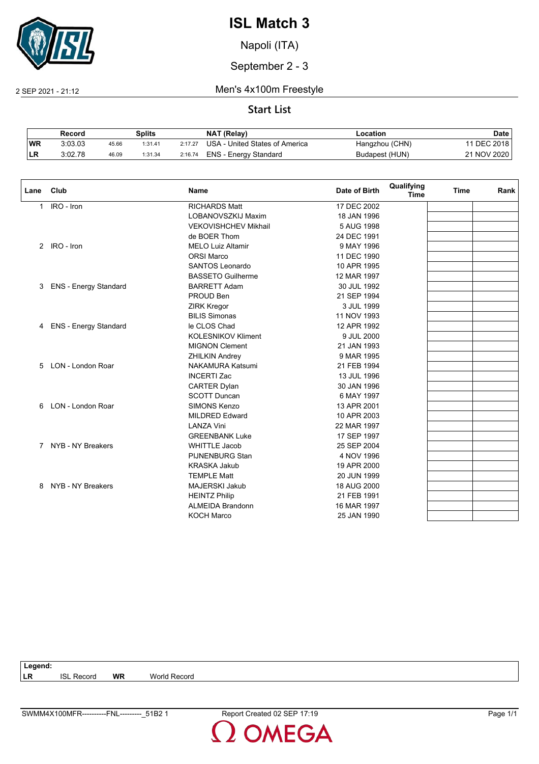# ISL Match 3

Napoli (ITA)

September 2 - 3

2 SEP 2021 - 21:12

Men's 4x100m Freestyle

## Start List

| | Record | Splits | | | NAT (Relay) | Location | Date |
|---|---|---|---|---|---|---|---|
| WR | 3:03.03 | 45.66 | 1:31.41 | 2:17.27 | USA - United States of America | Hangzhou (CHN) | 11 DEC 2018 |
| LR | 3:02.78 | 46.09 | 1:31.34 | 2:16.74 | ENS - Energy Standard | Budapest (HUN) | 21 NOV 2020 |

| Lane | Club | Name | Date of Birth | Qualifying Time | Time | Rank |
|---|---|---|---|---|---|---|
| 1 | IRO - Iron | RICHARDS Matt | 17 DEC 2002 | | | |
| | | LOBANOVSZKIJ Maxim | 18 JAN 1996 | | | |
| | | VEKOVISHCHEV Mikhail | 5 AUG 1998 | | | |
| | | de BOER Thom | 24 DEC 1991 | | | |
| 2 | IRO - Iron | MELO Luiz Altamir | 9 MAY 1996 | | | |
| | | ORSI Marco | 11 DEC 1990 | | | |
| | | SANTOS Leonardo | 10 APR 1995 | | | |
| | | BASSETO Guilherme | 12 MAR 1997 | | | |
| 3 | ENS - Energy Standard | BARRETT Adam | 30 JUL 1992 | | | |
| | | PROUD Ben | 21 SEP 1994 | | | |
| | | ZIRK Kregor | 3 JUL 1999 | | | |
| | | BILIS Simonas | 11 NOV 1993 | | | |
| 4 | ENS - Energy Standard | le CLOS Chad | 12 APR 1992 | | | |
| | | KOLESNIKOV Kliment | 9 JUL 2000 | | | |
| | | MIGNON Clement | 21 JAN 1993 | | | |
| | | ZHILKIN Andrey | 9 MAR 1995 | | | |
| 5 | LON - London Roar | NAKAMURA Katsumi | 21 FEB 1994 | | | |
| | | INCERTI Zac | 13 JUL 1996 | | | |
| | | CARTER Dylan | 30 JAN 1996 | | | |
| | | SCOTT Duncan | 6 MAY 1997 | | | |
| 6 | LON - London Roar | SIMONS Kenzo | 13 APR 2001 | | | |
| | | MILDRED Edward | 10 APR 2003 | | | |
| | | LANZA Vini | 22 MAR 1997 | | | |
| | | GREENBANK Luke | 17 SEP 1997 | | | |
| 7 | NYB - NY Breakers | WHITTLE Jacob | 25 SEP 2004 | | | |
| | | PIJNENBURG Stan | 4 NOV 1996 | | | |
| | | KRASKA Jakub | 19 APR 2000 | | | |
| | | TEMPLE Matt | 20 JUN 1999 | | | |
| 8 | NYB - NY Breakers | MAJERSKI Jakub | 18 AUG 2000 | | | |
| | | HEINTZ Philip | 21 FEB 1991 | | | |
| | | ALMEIDA Brandonn | 16 MAR 1997 | | | |
| | | KOCH Marco | 25 JAN 1990 | | | |

**Legend:**
**LR** ISL Record **WR** World Record

SWMM4X100MFR----------FNL---------_51B2 1 Report Created 02 SEP 17:19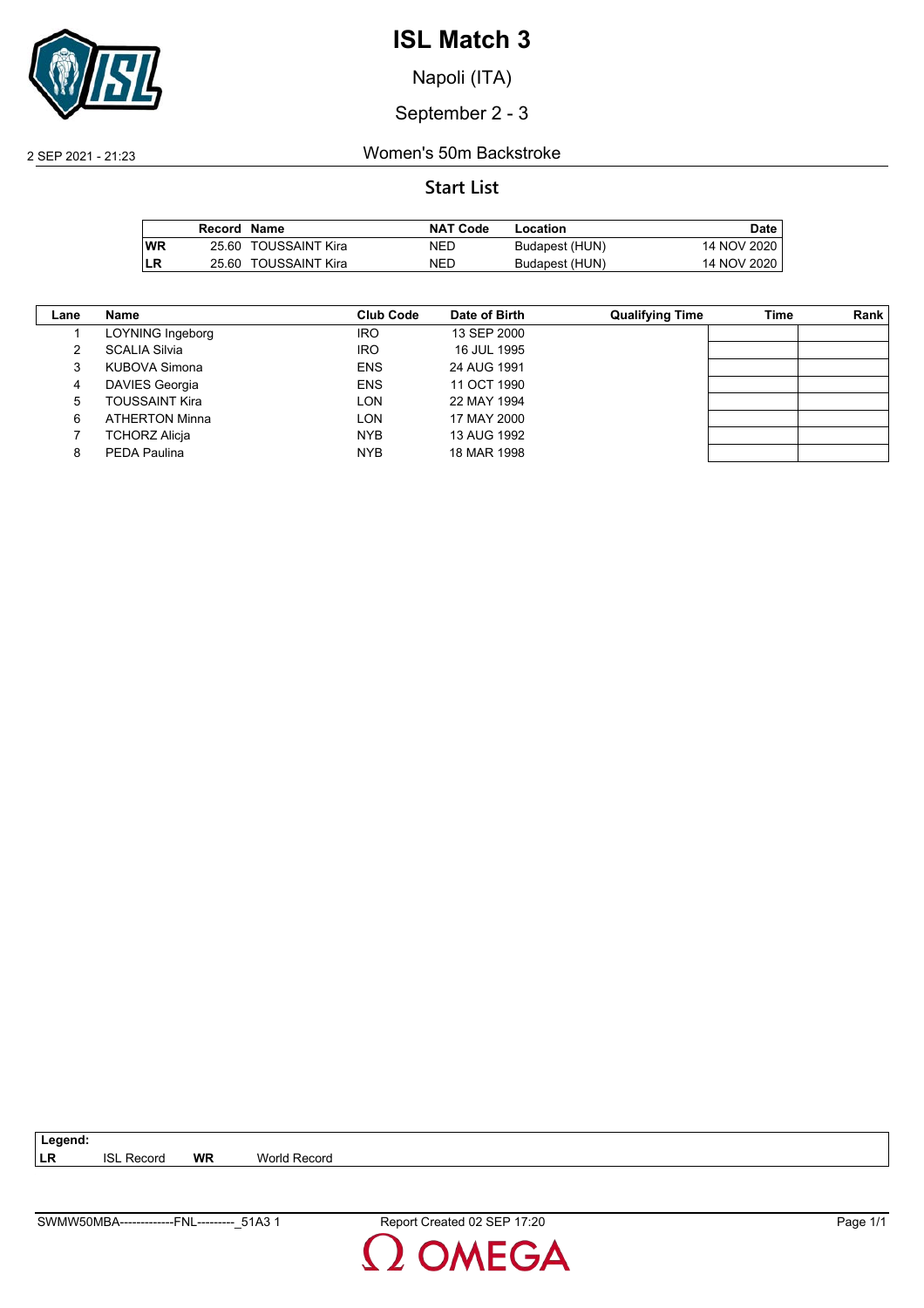# ISL Match 3

Napoli (ITA)

September 2 - 3

2 SEP 2021 - 21:23

Women's 50m Backstroke

## Start List

| | Record | Name | NAT Code | Location | Date |
|---|---|---|---|---|---|
| WR | 25.60 | TOUSSAINT Kira | NED | Budapest (HUN) | 14 NOV 2020 |
| LR | 25.60 | TOUSSAINT Kira | NED | Budapest (HUN) | 14 NOV 2020 |

| Lane | Name | Club Code | Date of Birth | Qualifying Time | Time | Rank |
|---|---|---|---|---|---|---|
| 1 | LOYNING Ingeborg | IRO | 13 SEP 2000 | | | |
| 2 | SCALIA Silvia | IRO | 16 JUL 1995 | | | |
| 3 | KUBOVA Simona | ENS | 24 AUG 1991 | | | |
| 4 | DAVIES Georgia | ENS | 11 OCT 1990 | | | |
| 5 | TOUSSAINT Kira | LON | 22 MAY 1994 | | | |
| 6 | ATHERTON Minna | LON | 17 MAY 2000 | | | |
| 7 | TCHORZ Alicja | NYB | 13 AUG 1992 | | | |
| 8 | PEDA Paulina | NYB | 18 MAR 1998 | | | |

**Legend:**
**LR** ISL Record **WR** World Record

SWMW50MBA-------------FNL---------_51A3 1 Report Created 02 SEP 17:20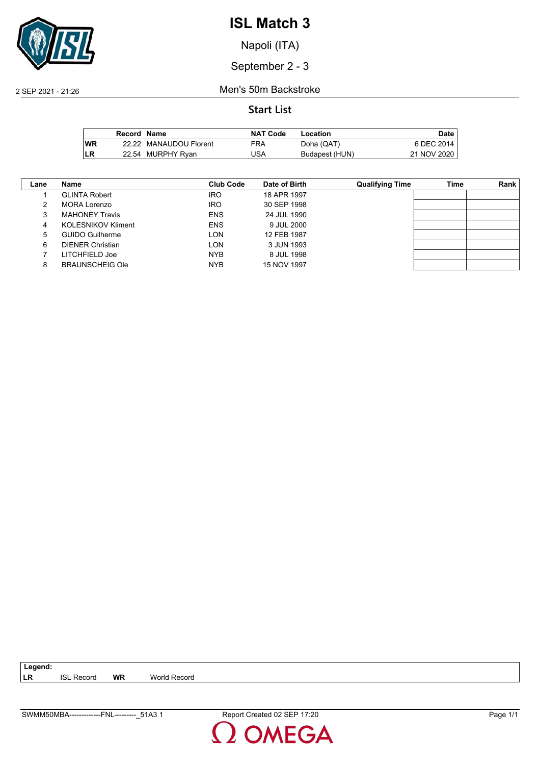# ISL Match 3

Napoli (ITA)

September 2 - 3

2 SEP 2021 - 21:26

Men's 50m Backstroke

## Start List

| | Record | Name | NAT Code | Location | Date |
|---|---|---|---|---|---|
| WR | 22.22 | MANAUDOU Florent | FRA | Doha (QAT) | 6 DEC 2014 |
| LR | 22.54 | MURPHY Ryan | USA | Budapest (HUN) | 21 NOV 2020 |

| Lane | Name | Club Code | Date of Birth | Qualifying Time | Time | Rank |
|---|---|---|---|---|---|---|
| 1 | GLINTA Robert | IRO | 18 APR 1997 | | | |
| 2 | MORA Lorenzo | IRO | 30 SEP 1998 | | | |
| 3 | MAHONEY Travis | ENS | 24 JUL 1990 | | | |
| 4 | KOLESNIKOV Kliment | ENS | 9 JUL 2000 | | | |
| 5 | GUIDO Guilherme | LON | 12 FEB 1987 | | | |
| 6 | DIENER Christian | LON | 3 JUN 1993 | | | |
| 7 | LITCHFIELD Joe | NYB | 8 JUL 1998 | | | |
| 8 | BRAUNSCHEIG Ole | NYB | 15 NOV 1997 | | | |

**Legend:**
**LR** ISL Record **WR** World Record

SWMM50MBA-------------FNL---------_51A3 1 Report Created 02 SEP 17:20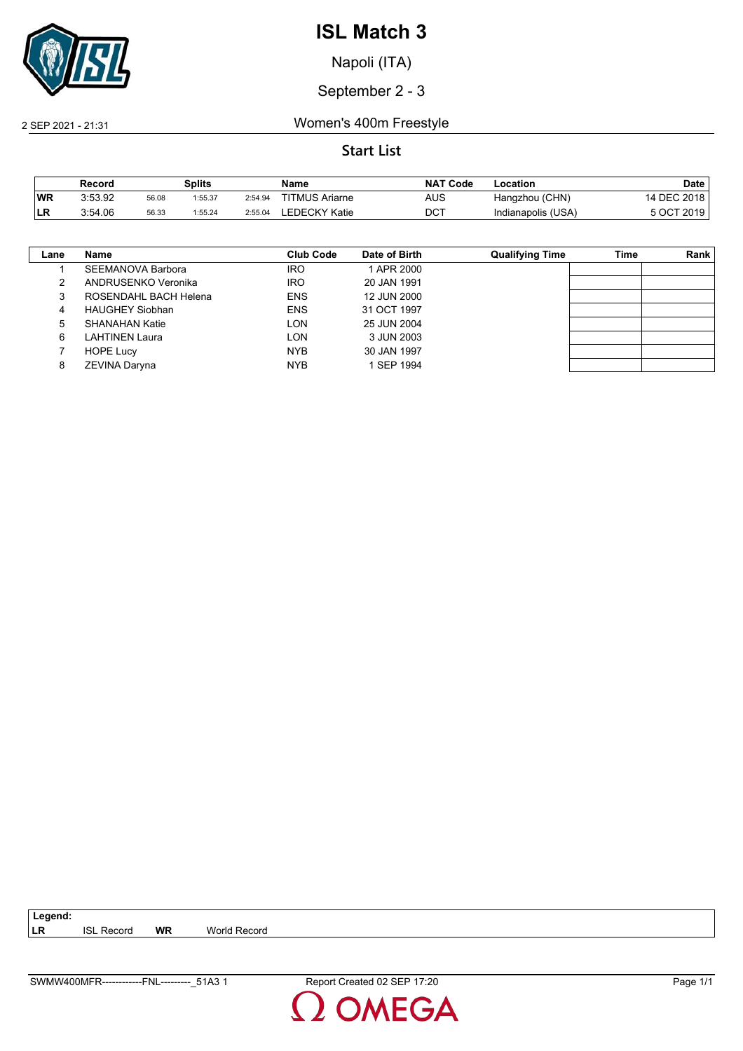# ISL Match 3

Napoli (ITA)

September 2 - 3

2 SEP 2021 - 21:31

Women's 400m Freestyle

## Start List

| | Record | Splits | | | Name | NAT Code | Location | Date |
|---|---|---|---|---|---|---|---|---|
| WR | 3:53.92 | 56.08 | 1:55.37 | 2:54.94 | TITMUS Ariarne | AUS | Hangzhou (CHN) | 14 DEC 2018 |
| LR | 3:54.06 | 56.33 | 1:55.24 | 2:55.04 | LEDECKY Katie | DCT | Indianapolis (USA) | 5 OCT 2019 |

| Lane | Name | Club Code | Date of Birth | Qualifying Time | Time | Rank |
|---|---|---|---|---|---|---|
| 1 | SEEMANOVA Barbora | IRO | 1 APR 2000 | | | |
| 2 | ANDRUSENKO Veronika | IRO | 20 JAN 1991 | | | |
| 3 | ROSENDAHL BACH Helena | ENS | 12 JUN 2000 | | | |
| 4 | HAUGHEY Siobhan | ENS | 31 OCT 1997 | | | |
| 5 | SHANAHAN Katie | LON | 25 JUN 2004 | | | |
| 6 | LAHTINEN Laura | LON | 3 JUN 2003 | | | |
| 7 | HOPE Lucy | NYB | 30 JAN 1997 | | | |
| 8 | ZEVINA Daryna | NYB | 1 SEP 1994 | | | |

**Legend:**
**LR** ISL Record **WR** World Record

SWMW400MFR------------FNL---------_51A3 1 Report Created 02 SEP 17:20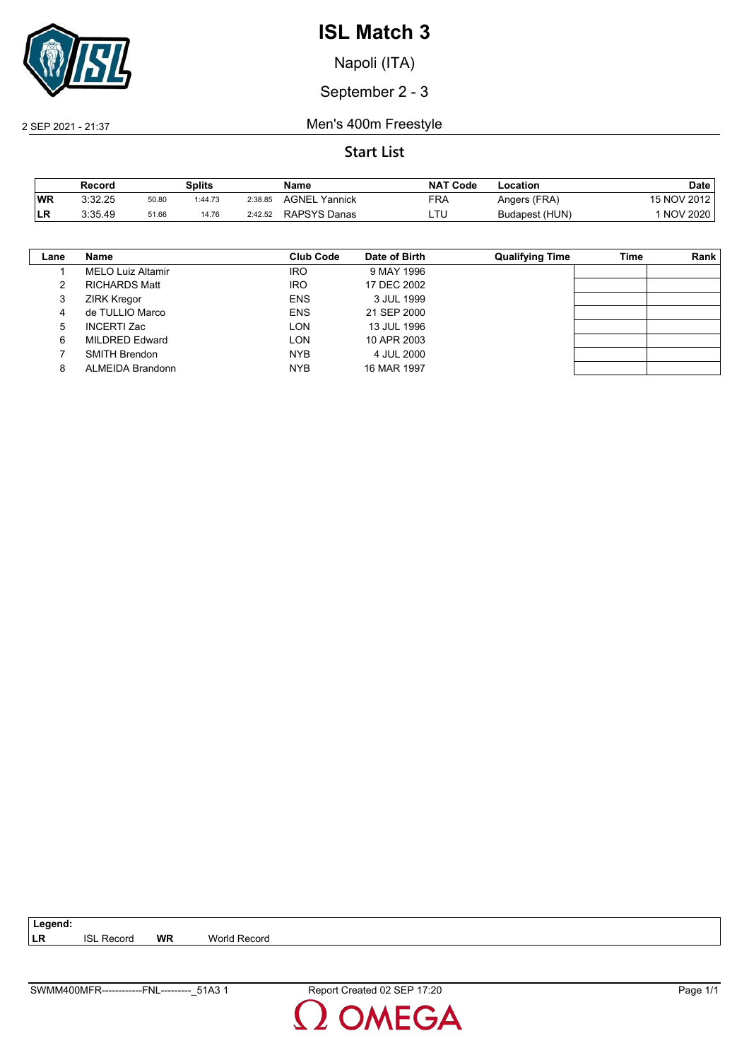# ISL Match 3

Napoli (ITA)

September 2 - 3

2 SEP 2021 - 21:37

## Men's 400m Freestyle

### Start List

| | Record | | Splits | | Name | NAT Code | Location | Date |
|---|---|---|---|---|---|---|---|---|
| WR | 3:32.25 | 50.80 | 1:44.73 | 2:38.85 | AGNEL Yannick | FRA | Angers (FRA) | 15 NOV 2012 |
| LR | 3:35.49 | 51.66 | 14.76 | 2:42.52 | RAPSYS Danas | LTU | Budapest (HUN) | 1 NOV 2020 |

| Lane | Name | Club Code | Date of Birth | Qualifying Time | Time | Rank |
|---|---|---|---|---|---|---|
| 1 | MELO Luiz Altamir | IRO | 9 MAY 1996 | | | |
| 2 | RICHARDS Matt | IRO | 17 DEC 2002 | | | |
| 3 | ZIRK Kregor | ENS | 3 JUL 1999 | | | |
| 4 | de TULLIO Marco | ENS | 21 SEP 2000 | | | |
| 5 | INCERTI Zac | LON | 13 JUL 1996 | | | |
| 6 | MILDRED Edward | LON | 10 APR 2003 | | | |
| 7 | SMITH Brendon | NYB | 4 JUL 2000 | | | |
| 8 | ALMEIDA Brandonn | NYB | 16 MAR 1997 | | | |

**Legend:**
**LR** ISL Record **WR** World Record

SWMM400MFR------------FNL---------_51A3 1 Report Created 02 SEP 17:20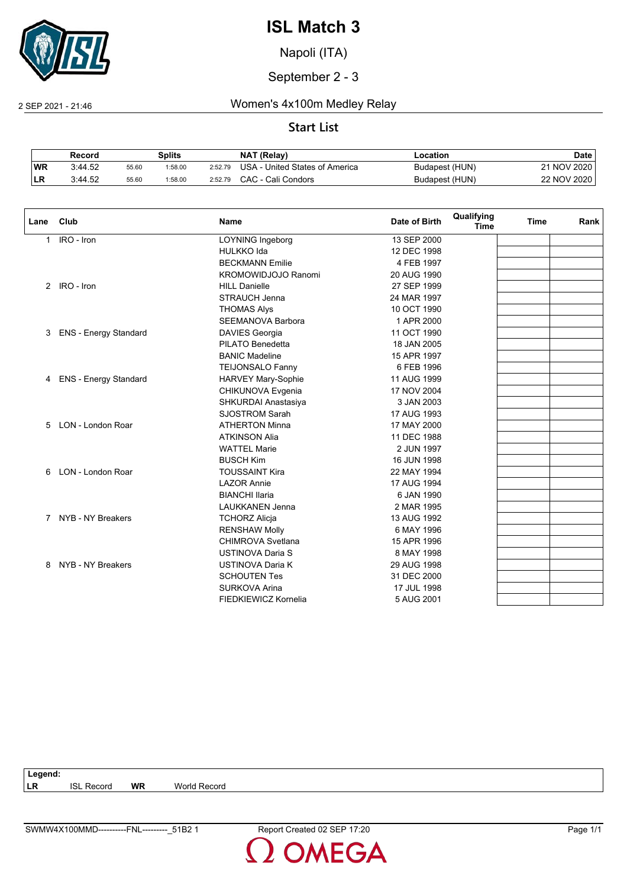# ISL Match 3

Napoli (ITA)

September 2 - 3

2 SEP 2021 - 21:46

## Women's 4x100m Medley Relay

### Start List

| | Record | | Splits | | NAT (Relay) | Location | Date |
|---|---|---|---|---|---|---|---|
| WR | 3:44.52 | 55.60 | 1:58.00 | 2:52.79 | USA - United States of America | Budapest (HUN) | 21 NOV 2020 |
| LR | 3:44.52 | 55.60 | 1:58.00 | 2:52.79 | CAC - Cali Condors | Budapest (HUN) | 22 NOV 2020 |

| Lane | Club | Name | Date of Birth | Qualifying Time | Time | Rank |
|---|---|---|---|---|---|---|
| 1 | IRO - Iron | LOYNING Ingeborg | 13 SEP 2000 | | | |
| | | HULKKO Ida | 12 DEC 1998 | | | |
| | | BECKMANN Emilie | 4 FEB 1997 | | | |
| | | KROMOWIDJOJO Ranomi | 20 AUG 1990 | | | |
| 2 | IRO - Iron | HILL Danielle | 27 SEP 1999 | | | |
| | | STRAUCH Jenna | 24 MAR 1997 | | | |
| | | THOMAS Alys | 10 OCT 1990 | | | |
| | | SEEMANOVA Barbora | 1 APR 2000 | | | |
| 3 | ENS - Energy Standard | DAVIES Georgia | 11 OCT 1990 | | | |
| | | PILATO Benedetta | 18 JAN 2005 | | | |
| | | BANIC Madeline | 15 APR 1997 | | | |
| | | TEIJONSALO Fanny | 6 FEB 1996 | | | |
| 4 | ENS - Energy Standard | HARVEY Mary-Sophie | 11 AUG 1999 | | | |
| | | CHIKUNOVA Evgenia | 17 NOV 2004 | | | |
| | | SHKURDAI Anastasiya | 3 JAN 2003 | | | |
| | | SJOSTROM Sarah | 17 AUG 1993 | | | |
| 5 | LON - London Roar | ATHERTON Minna | 17 MAY 2000 | | | |
| | | ATKINSON Alia | 11 DEC 1988 | | | |
| | | WATTEL Marie | 2 JUN 1997 | | | |
| | | BUSCH Kim | 16 JUN 1998 | | | |
| 6 | LON - London Roar | TOUSSAINT Kira | 22 MAY 1994 | | | |
| | | LAZOR Annie | 17 AUG 1994 | | | |
| | | BIANCHI Ilaria | 6 JAN 1990 | | | |
| | | LAUKKANEN Jenna | 2 MAR 1995 | | | |
| 7 | NYB - NY Breakers | TCHORZ Alicja | 13 AUG 1992 | | | |
| | | RENSHAW Molly | 6 MAY 1996 | | | |
| | | CHIMROVA Svetlana | 15 APR 1996 | | | |
| | | USTINOVA Daria S | 8 MAY 1998 | | | |
| 8 | NYB - NY Breakers | USTINOVA Daria K | 29 AUG 1998 | | | |
| | | SCHOUTEN Tes | 31 DEC 2000 | | | |
| | | SURKOVA Arina | 17 JUL 1998 | | | |
| | | FIEDKIEWICZ Kornelia | 5 AUG 2001 | | | |

**Legend:**
**LR** ISL Record **WR** World Record

SWMW4X100MMD----------FNL---------_51B2 1 Report Created 02 SEP 17:20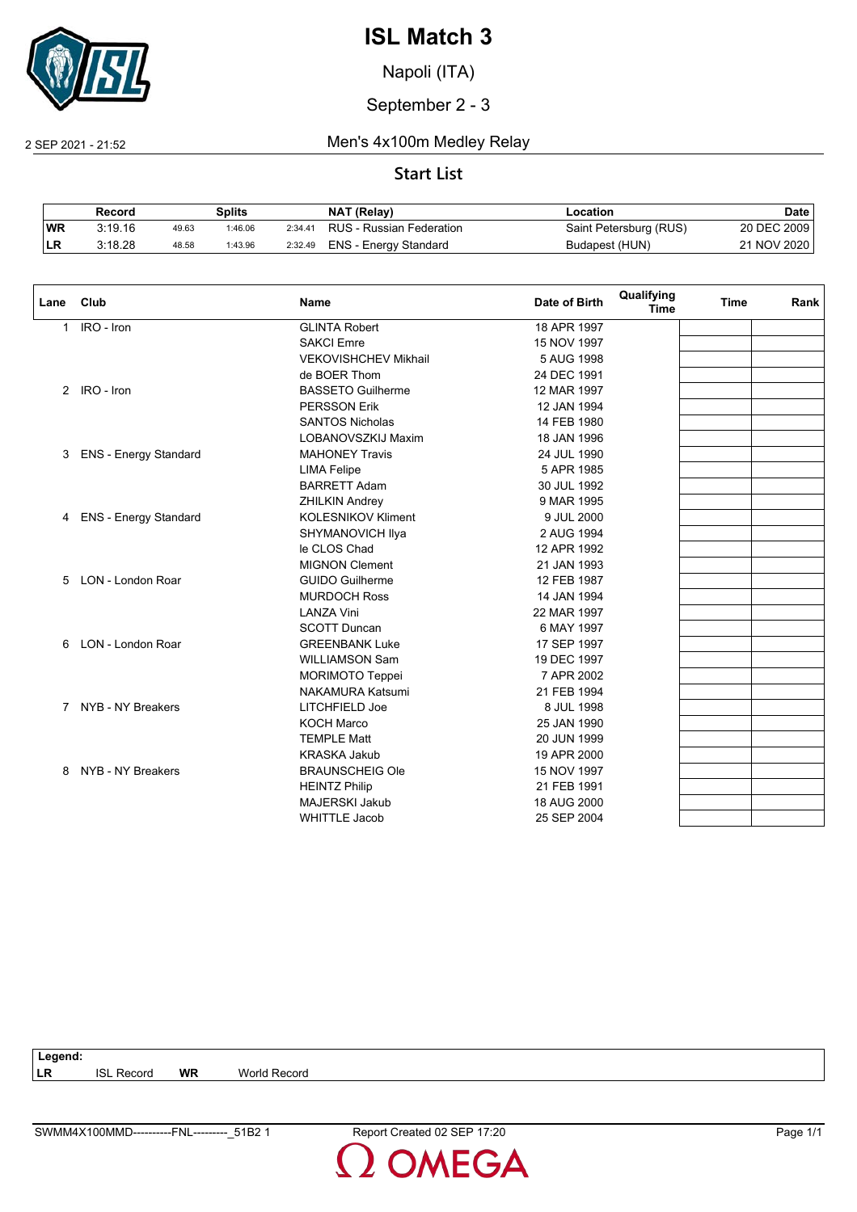# ISL Match 3

Napoli (ITA)

September 2 - 3

2 SEP 2021 - 21:52

## Men's 4x100m Medley Relay

### Start List

| | Record | Splits | | | NAT (Relay) | Location | Date |
|---|---|---|---|---|---|---|---|
| WR | 3:19.16 | 49.63 | 1:46.06 | 2:34.41 | RUS - Russian Federation | Saint Petersburg (RUS) | 20 DEC 2009 |
| LR | 3:18.28 | 48.58 | 1:43.96 | 2:32.49 | ENS - Energy Standard | Budapest (HUN) | 21 NOV 2020 |

| Lane | Club | Name | Date of Birth | Qualifying Time | Time | Rank |
|---|---|---|---|---|---|---|
| 1 | IRO - Iron | GLINTA Robert | 18 APR 1997 | | | |
| | | SAKCI Emre | 15 NOV 1997 | | | |
| | | VEKOVISHCHEV Mikhail | 5 AUG 1998 | | | |
| | | de BOER Thom | 24 DEC 1991 | | | |
| 2 | IRO - Iron | BASSETO Guilherme | 12 MAR 1997 | | | |
| | | PERSSON Erik | 12 JAN 1994 | | | |
| | | SANTOS Nicholas | 14 FEB 1980 | | | |
| | | LOBANOVSZKIJ Maxim | 18 JAN 1996 | | | |
| 3 | ENS - Energy Standard | MAHONEY Travis | 24 JUL 1990 | | | |
| | | LIMA Felipe | 5 APR 1985 | | | |
| | | BARRETT Adam | 30 JUL 1992 | | | |
| | | ZHILKIN Andrey | 9 MAR 1995 | | | |
| 4 | ENS - Energy Standard | KOLESNIKOV Kliment | 9 JUL 2000 | | | |
| | | SHYMANOVICH Ilya | 2 AUG 1994 | | | |
| | | le CLOS Chad | 12 APR 1992 | | | |
| | | MIGNON Clement | 21 JAN 1993 | | | |
| 5 | LON - London Roar | GUIDO Guilherme | 12 FEB 1987 | | | |
| | | MURDOCH Ross | 14 JAN 1994 | | | |
| | | LANZA Vini | 22 MAR 1997 | | | |
| | | SCOTT Duncan | 6 MAY 1997 | | | |
| 6 | LON - London Roar | GREENBANK Luke | 17 SEP 1997 | | | |
| | | WILLIAMSON Sam | 19 DEC 1997 | | | |
| | | MORIMOTO Teppei | 7 APR 2002 | | | |
| | | NAKAMURA Katsumi | 21 FEB 1994 | | | |
| 7 | NYB - NY Breakers | LITCHFIELD Joe | 8 JUL 1998 | | | |
| | | KOCH Marco | 25 JAN 1990 | | | |
| | | TEMPLE Matt | 20 JUN 1999 | | | |
| | | KRASKA Jakub | 19 APR 2000 | | | |
| 8 | NYB - NY Breakers | BRAUNSCHEIG Ole | 15 NOV 1997 | | | |
| | | HEINTZ Philip | 21 FEB 1991 | | | |
| | | MAJERSKI Jakub | 18 AUG 2000 | | | |
| | | WHITTLE Jacob | 25 SEP 2004 | | | |

**Legend:**
**LR** ISL Record **WR** World Record

SWMM4X100MMD----------FNL---------_51B2 1 Report Created 02 SEP 17:20